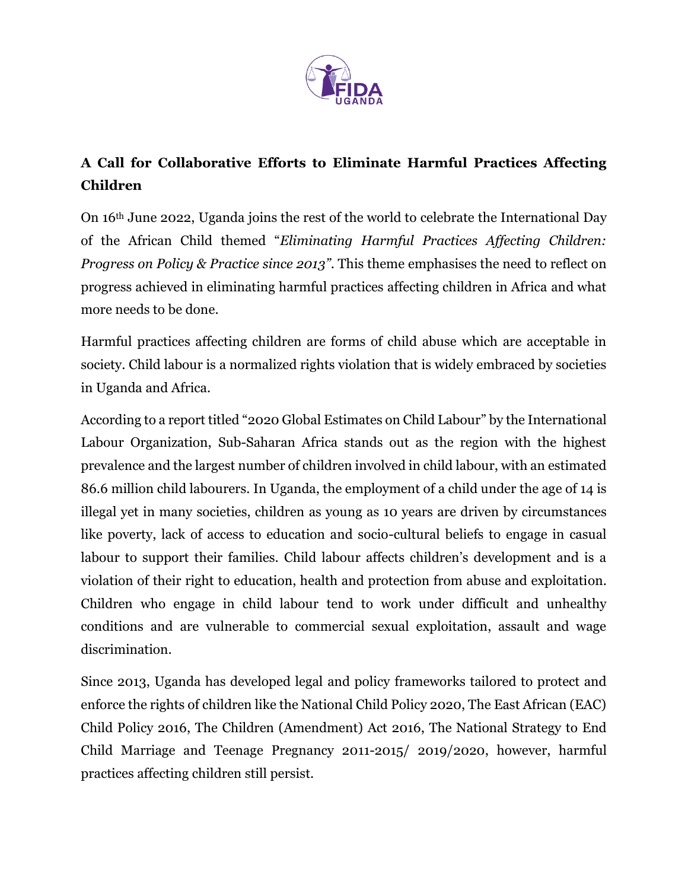## A Call for Collaborative Efforts to Eliminate Harmful Practices Affecting Children

On 16th June 2022, Uganda joins the rest of the world to celebrate the International Day of the African Child themed "*Eliminating Harmful Practices Affecting Children: Progress on Policy & Practice since 2013".* This theme emphasises the need to reflect on progress achieved in eliminating harmful practices affecting children in Africa and what more needs to be done.

Harmful practices affecting children are forms of child abuse which are acceptable in society. Child labour is a normalized rights violation that is widely embraced by societies in Uganda and Africa.

According to a report titled "2020 Global Estimates on Child Labour" by the International Labour Organization, Sub-Saharan Africa stands out as the region with the highest prevalence and the largest number of children involved in child labour, with an estimated 86.6 million child labourers. In Uganda, the employment of a child under the age of 14 is illegal yet in many societies, children as young as 10 years are driven by circumstances like poverty, lack of access to education and socio-cultural beliefs to engage in casual labour to support their families. Child labour affects children's development and is a violation of their right to education, health and protection from abuse and exploitation. Children who engage in child labour tend to work under difficult and unhealthy conditions and are vulnerable to commercial sexual exploitation, assault and wage discrimination.

Since 2013, Uganda has developed legal and policy frameworks tailored to protect and enforce the rights of children like the National Child Policy 2020, The East African (EAC) Child Policy 2016, The Children (Amendment) Act 2016, The National Strategy to End Child Marriage and Teenage Pregnancy 2011-2015/ 2019/2020, however, harmful practices affecting children still persist.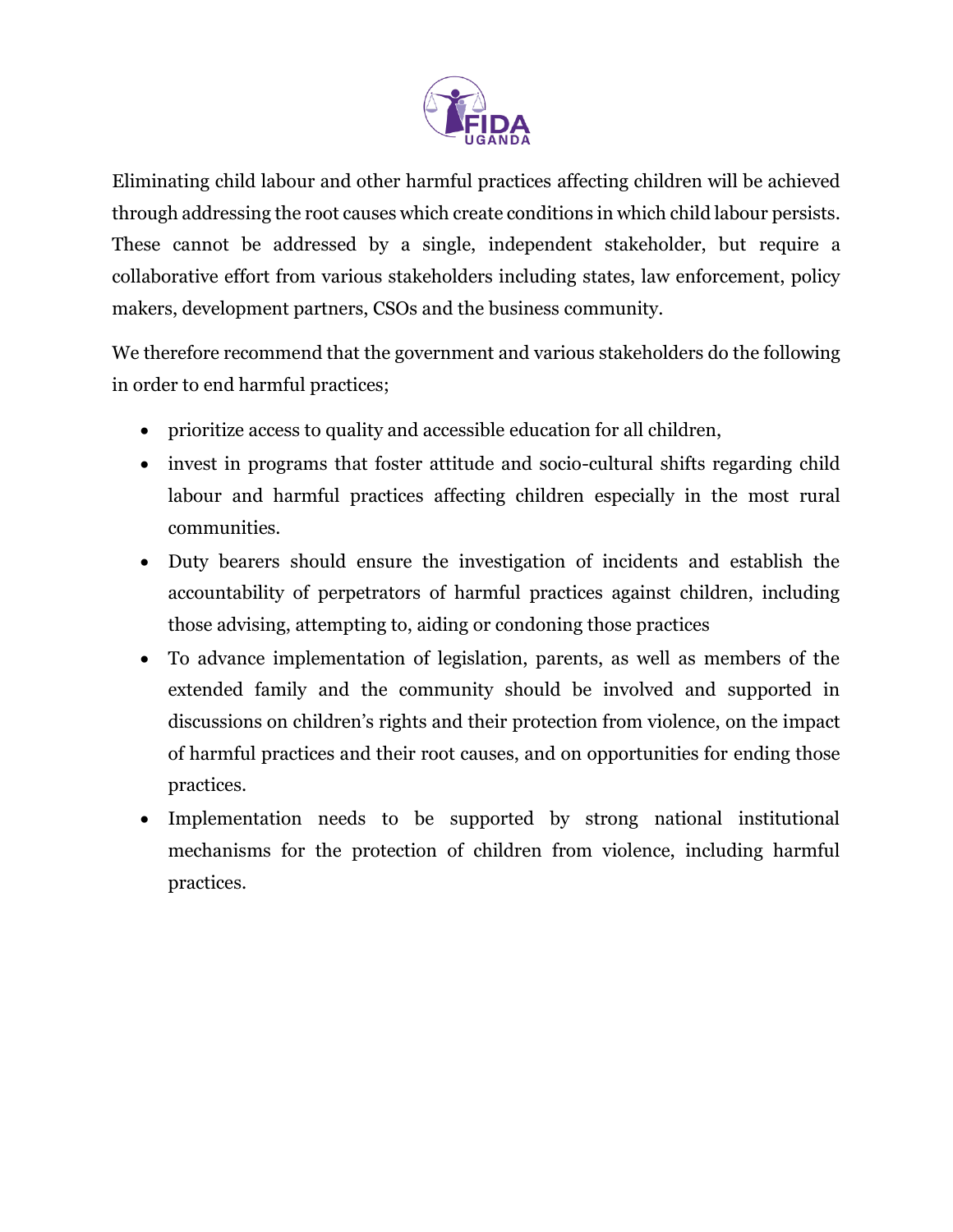Eliminating child labour and other harmful practices affecting children will be achieved through addressing the root causes which create conditions in which child labour persists. These cannot be addressed by a single, independent stakeholder, but require a collaborative effort from various stakeholders including states, law enforcement, policy makers, development partners, CSOs and the business community.

We therefore recommend that the government and various stakeholders do the following in order to end harmful practices;

- prioritize access to quality and accessible education for all children,
- invest in programs that foster attitude and socio-cultural shifts regarding child labour and harmful practices affecting children especially in the most rural communities.
- Duty bearers should ensure the investigation of incidents and establish the accountability of perpetrators of harmful practices against children, including those advising, attempting to, aiding or condoning those practices
- To advance implementation of legislation, parents, as well as members of the extended family and the community should be involved and supported in discussions on children's rights and their protection from violence, on the impact of harmful practices and their root causes, and on opportunities for ending those practices.
- Implementation needs to be supported by strong national institutional mechanisms for the protection of children from violence, including harmful practices.